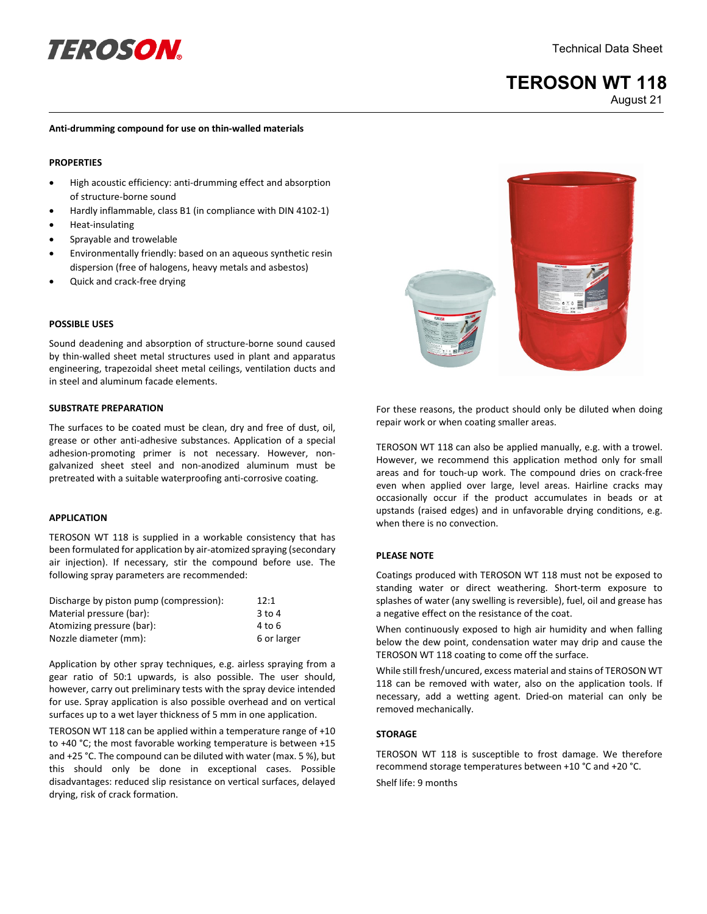# TEROSON WT 118

Technical Data Sheet

August 21

**Anti-drumming compound for use on thin-walled materials**

## PROPERTIES

- High acoustic efficiency: anti-drumming effect and absorption of structure-borne sound
- Hardly inflammable, class B1 (in compliance with DIN 4102-1)
- Heat-insulating
- Sprayable and trowelable
- Environmentally friendly: based on an aqueous synthetic resin dispersion (free of halogens, heavy metals and asbestos)
- Quick and crack-free drying

## POSSIBLE USES

Sound deadening and absorption of structure-borne sound caused by thin-walled sheet metal structures used in plant and apparatus engineering, trapezoidal sheet metal ceilings, ventilation ducts and in steel and aluminum facade elements.

## SUBSTRATE PREPARATION

The surfaces to be coated must be clean, dry and free of dust, oil, grease or other anti-adhesive substances. Application of a special adhesion-promoting primer is not necessary. However, non-galvanized sheet steel and non-anodized aluminum must be pretreated with a suitable waterproofing anti-corrosive coating.

## APPLICATION

TEROSON WT 118 is supplied in a workable consistency that has been formulated for application by air-atomized spraying (secondary air injection). If necessary, stir the compound before use. The following spray parameters are recommended:

| | |
|---|---|
| Discharge by piston pump (compression): | 12:1 |
| Material pressure (bar): | 3 to 4 |
| Atomizing pressure (bar): | 4 to 6 |
| Nozzle diameter (mm): | 6 or larger |

Application by other spray techniques, e.g. airless spraying from a gear ratio of 50:1 upwards, is also possible. The user should, however, carry out preliminary tests with the spray device intended for use. Spray application is also possible overhead and on vertical surfaces up to a wet layer thickness of 5 mm in one application.

TEROSON WT 118 can be applied within a temperature range of +10 to +40 °C; the most favorable working temperature is between +15 and +25 °C. The compound can be diluted with water (max. 5 %), but this should only be done in exceptional cases. Possible disadvantages: reduced slip resistance on vertical surfaces, delayed drying, risk of crack formation.

For these reasons, the product should only be diluted when doing repair work or when coating smaller areas.

TEROSON WT 118 can also be applied manually, e.g. with a trowel. However, we recommend this application method only for small areas and for touch-up work. The compound dries on crack-free even when applied over large, level areas. Hairline cracks may occasionally occur if the product accumulates in beads or at upstands (raised edges) and in unfavorable drying conditions, e.g. when there is no convection.

## PLEASE NOTE

Coatings produced with TEROSON WT 118 must not be exposed to standing water or direct weathering. Short-term exposure to splashes of water (any swelling is reversible), fuel, oil and grease has a negative effect on the resistance of the coat.

When continuously exposed to high air humidity and when falling below the dew point, condensation water may drip and cause the TEROSON WT 118 coating to come off the surface.

While still fresh/uncured, excess material and stains of TEROSON WT 118 can be removed with water, also on the application tools. If necessary, add a wetting agent. Dried-on material can only be removed mechanically.

## STORAGE

TEROSON WT 118 is susceptible to frost damage. We therefore recommend storage temperatures between +10 °C and +20 °C.

Shelf life: 9 months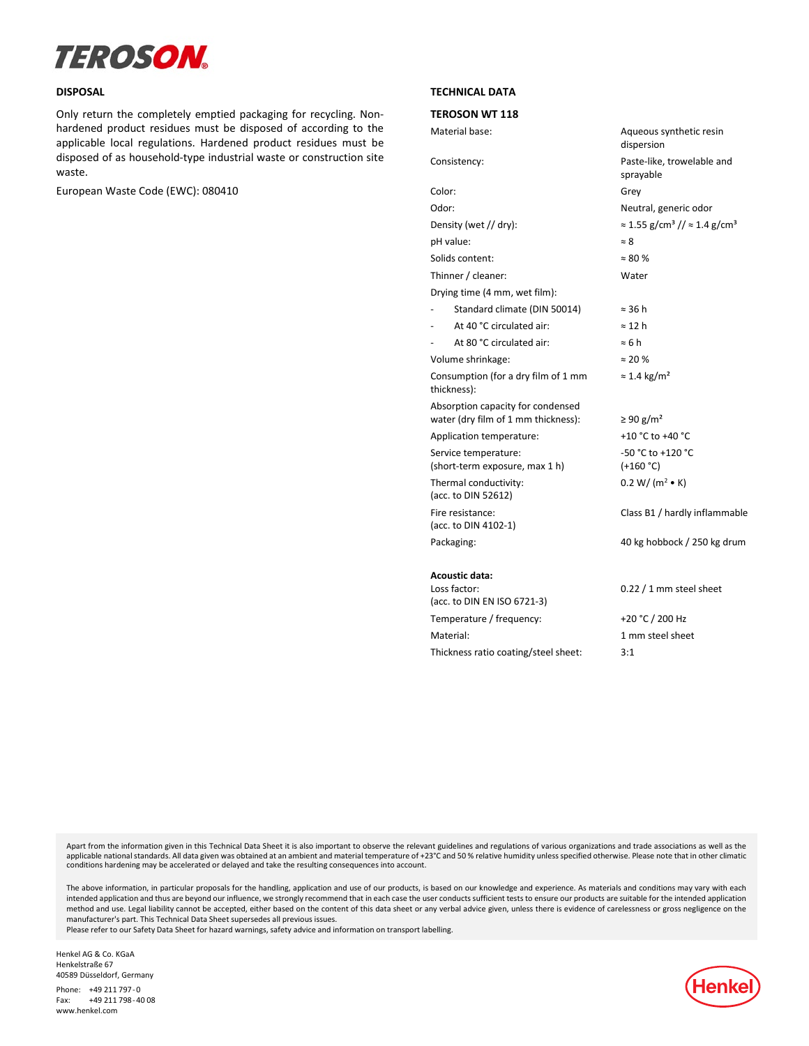## DISPOSAL

Only return the completely emptied packaging for recycling. Non-hardened product residues must be disposed of according to the applicable local regulations. Hardened product residues must be disposed of as household-type industrial waste or construction site waste.

European Waste Code (EWC): 080410

## TECHNICAL DATA

### TEROSON WT 118

| | |
|---|---|
| Material base: | Aqueous synthetic resin dispersion |
| Consistency: | Paste-like, trowelable and sprayable |
| Color: | Grey |
| Odor: | Neutral, generic odor |
| Density (wet // dry): | ≈ 1.55 g/cm³ // ≈ 1.4 g/cm³ |
| pH value: | ≈ 8 |
| Solids content: | ≈ 80 % |
| Thinner / cleaner: | Water |
| Drying time (4 mm, wet film): | |
| - Standard climate (DIN 50014) | ≈ 36 h |
| - At 40 °C circulated air: | ≈ 12 h |
| - At 80 °C circulated air: | ≈ 6 h |
| Volume shrinkage: | ≈ 20 % |
| Consumption (for a dry film of 1 mm thickness): | ≈ 1.4 kg/m² |
| Absorption capacity for condensed water (dry film of 1 mm thickness): | ≥ 90 g/m² |
| Application temperature: | +10 °C to +40 °C |
| Service temperature: (short-term exposure, max 1 h) | -50 °C to +120 °C (+160 °C) |
| Thermal conductivity: (acc. to DIN 52612) | 0.2 W/ (m² • K) |
| Fire resistance: (acc. to DIN 4102-1) | Class B1 / hardly inflammable |
| Packaging: | 40 kg hobbock / 250 kg drum |

**Acoustic data:**

| | |
|---|---|
| Loss factor: (acc. to DIN EN ISO 6721-3) | 0.22 / 1 mm steel sheet |
| Temperature / frequency: | +20 °C / 200 Hz |
| Material: | 1 mm steel sheet |
| Thickness ratio coating/steel sheet: | 3:1 |

Apart from the information given in this Technical Data Sheet it is also important to observe the relevant guidelines and regulations of various organizations and trade associations as well as the applicable national standards. All data given was obtained at an ambient and material temperature of +23°C and 50 % relative humidity unless specified otherwise. Please note that in other climatic conditions hardening may be accelerated or delayed and take the resulting consequences into account.

The above information, in particular proposals for the handling, application and use of our products, is based on our knowledge and experience. As materials and conditions may vary with each intended application and thus are beyond our influence, we strongly recommend that in each case the user conducts sufficient tests to ensure our products are suitable for the intended application method and use. Legal liability cannot be accepted, either based on the content of this data sheet or any verbal advice given, unless there is evidence of carelessness or gross negligence on the manufacturer's part. This Technical Data Sheet supersedes all previous issues.
Please refer to our Safety Data Sheet for hazard warnings, safety advice and information on transport labelling.

Henkel AG & Co. KGaA
Henkelstraße 67
40589 Düsseldorf, Germany

Phone: +49 211 797-0
Fax: +49 211 798-40 08
www.henkel.com